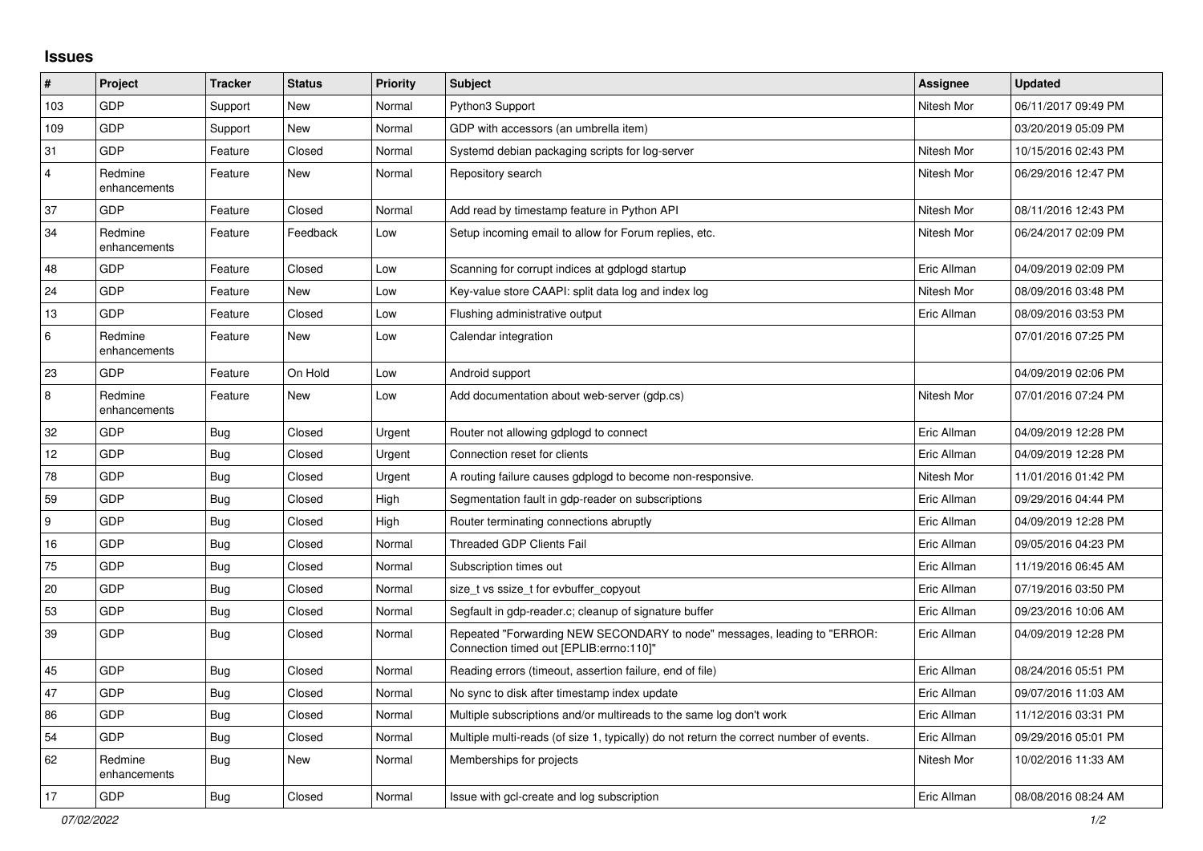## Issues

| # | Project | Tracker | Status | Priority | Subject | Assignee | Updated |
|---|---|---|---|---|---|---|---|
| 103 | GDP | Support | New | Normal | Python3 Support | Nitesh Mor | 06/11/2017 09:49 PM |
| 109 | GDP | Support | New | Normal | GDP with accessors (an umbrella item) | | 03/20/2019 05:09 PM |
| 31 | GDP | Feature | Closed | Normal | Systemd debian packaging scripts for log-server | Nitesh Mor | 10/15/2016 02:43 PM |
| 4 | Redmine enhancements | Feature | New | Normal | Repository search | Nitesh Mor | 06/29/2016 12:47 PM |
| 37 | GDP | Feature | Closed | Normal | Add read by timestamp feature in Python API | Nitesh Mor | 08/11/2016 12:43 PM |
| 34 | Redmine enhancements | Feature | Feedback | Low | Setup incoming email to allow for Forum replies, etc. | Nitesh Mor | 06/24/2017 02:09 PM |
| 48 | GDP | Feature | Closed | Low | Scanning for corrupt indices at gdplogd startup | Eric Allman | 04/09/2019 02:09 PM |
| 24 | GDP | Feature | New | Low | Key-value store CAAPI: split data log and index log | Nitesh Mor | 08/09/2016 03:48 PM |
| 13 | GDP | Feature | Closed | Low | Flushing administrative output | Eric Allman | 08/09/2016 03:53 PM |
| 6 | Redmine enhancements | Feature | New | Low | Calendar integration | | 07/01/2016 07:25 PM |
| 23 | GDP | Feature | On Hold | Low | Android support | | 04/09/2019 02:06 PM |
| 8 | Redmine enhancements | Feature | New | Low | Add documentation about web-server (gdp.cs) | Nitesh Mor | 07/01/2016 07:24 PM |
| 32 | GDP | Bug | Closed | Urgent | Router not allowing gdplogd to connect | Eric Allman | 04/09/2019 12:28 PM |
| 12 | GDP | Bug | Closed | Urgent | Connection reset for clients | Eric Allman | 04/09/2019 12:28 PM |
| 78 | GDP | Bug | Closed | Urgent | A routing failure causes gdplogd to become non-responsive. | Nitesh Mor | 11/01/2016 01:42 PM |
| 59 | GDP | Bug | Closed | High | Segmentation fault in gdp-reader on subscriptions | Eric Allman | 09/29/2016 04:44 PM |
| 9 | GDP | Bug | Closed | High | Router terminating connections abruptly | Eric Allman | 04/09/2019 12:28 PM |
| 16 | GDP | Bug | Closed | Normal | Threaded GDP Clients Fail | Eric Allman | 09/05/2016 04:23 PM |
| 75 | GDP | Bug | Closed | Normal | Subscription times out | Eric Allman | 11/19/2016 06:45 AM |
| 20 | GDP | Bug | Closed | Normal | size_t vs ssize_t for evbuffer_copyout | Eric Allman | 07/19/2016 03:50 PM |
| 53 | GDP | Bug | Closed | Normal | Segfault in gdp-reader.c; cleanup of signature buffer | Eric Allman | 09/23/2016 10:06 AM |
| 39 | GDP | Bug | Closed | Normal | Repeated "Forwarding NEW SECONDARY to node" messages, leading to "ERROR: Connection timed out [EPLIB:errno:110]" | Eric Allman | 04/09/2019 12:28 PM |
| 45 | GDP | Bug | Closed | Normal | Reading errors (timeout, assertion failure, end of file) | Eric Allman | 08/24/2016 05:51 PM |
| 47 | GDP | Bug | Closed | Normal | No sync to disk after timestamp index update | Eric Allman | 09/07/2016 11:03 AM |
| 86 | GDP | Bug | Closed | Normal | Multiple subscriptions and/or multireads to the same log don't work | Eric Allman | 11/12/2016 03:31 PM |
| 54 | GDP | Bug | Closed | Normal | Multiple multi-reads (of size 1, typically) do not return the correct number of events. | Eric Allman | 09/29/2016 05:01 PM |
| 62 | Redmine enhancements | Bug | New | Normal | Memberships for projects | Nitesh Mor | 10/02/2016 11:33 AM |
| 17 | GDP | Bug | Closed | Normal | Issue with gcl-create and log subscription | Eric Allman | 08/08/2016 08:24 AM |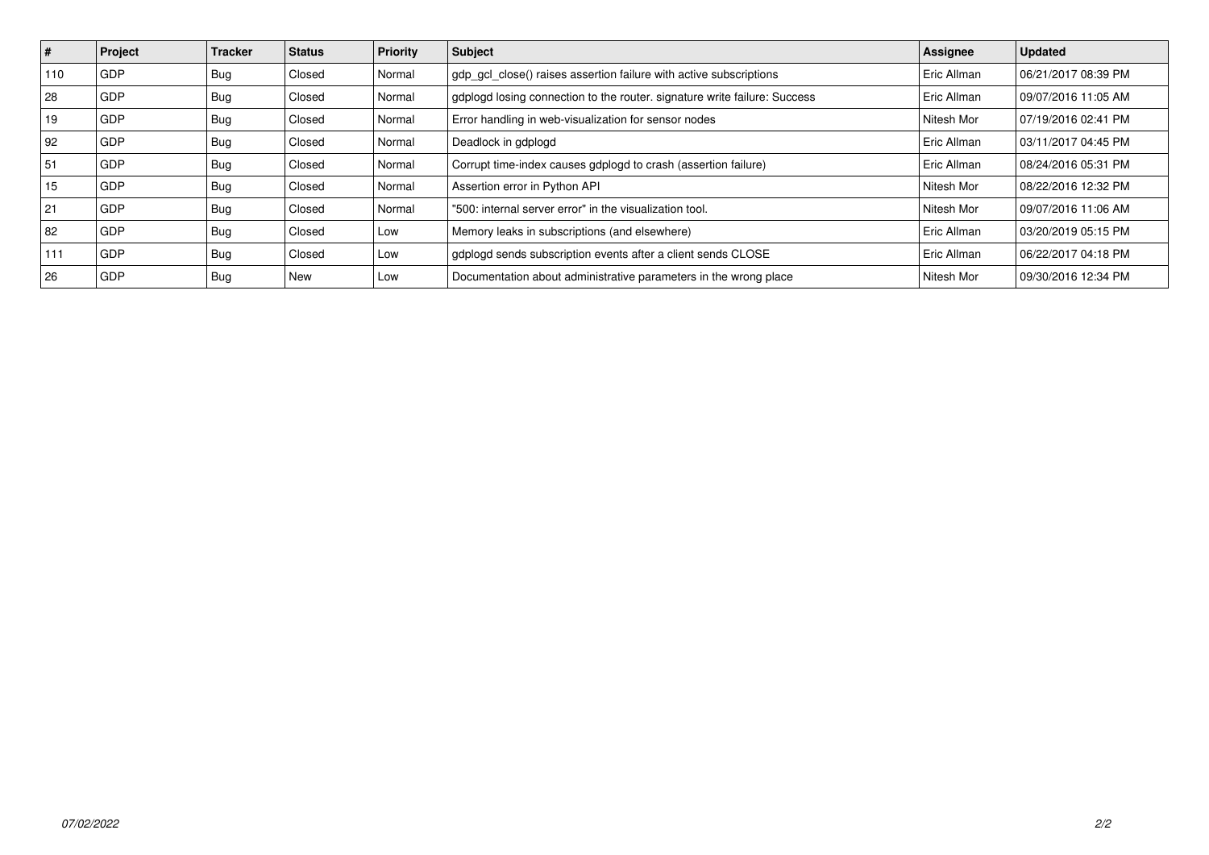| # | Project | Tracker | Status | Priority | Subject | Assignee | Updated |
|---|---|---|---|---|---|---|---|
| 110 | GDP | Bug | Closed | Normal | gdp_gcl_close() raises assertion failure with active subscriptions | Eric Allman | 06/21/2017 08:39 PM |
| 28 | GDP | Bug | Closed | Normal | gdplogd losing connection to the router. signature write failure: Success | Eric Allman | 09/07/2016 11:05 AM |
| 19 | GDP | Bug | Closed | Normal | Error handling in web-visualization for sensor nodes | Nitesh Mor | 07/19/2016 02:41 PM |
| 92 | GDP | Bug | Closed | Normal | Deadlock in gdplogd | Eric Allman | 03/11/2017 04:45 PM |
| 51 | GDP | Bug | Closed | Normal | Corrupt time-index causes gdplogd to crash (assertion failure) | Eric Allman | 08/24/2016 05:31 PM |
| 15 | GDP | Bug | Closed | Normal | Assertion error in Python API | Nitesh Mor | 08/22/2016 12:32 PM |
| 21 | GDP | Bug | Closed | Normal | "500: internal server error" in the visualization tool. | Nitesh Mor | 09/07/2016 11:06 AM |
| 82 | GDP | Bug | Closed | Low | Memory leaks in subscriptions (and elsewhere) | Eric Allman | 03/20/2019 05:15 PM |
| 111 | GDP | Bug | Closed | Low | gdplogd sends subscription events after a client sends CLOSE | Eric Allman | 06/22/2017 04:18 PM |
| 26 | GDP | Bug | New | Low | Documentation about administrative parameters in the wrong place | Nitesh Mor | 09/30/2016 12:34 PM |